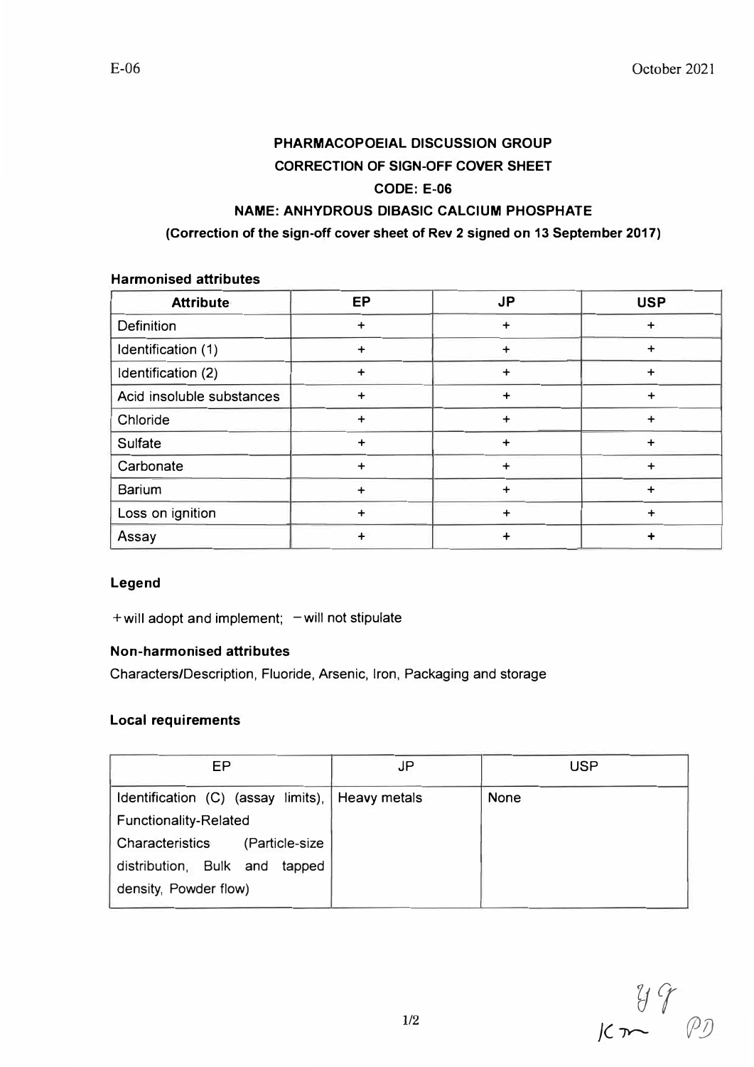**PHARMACOPOEIAL DISCUSSION GROUP**

**CORRECTION OF SIGN-OFF COVER SHEET**

**CODE: E-06**

**NAME: ANHYDROUS DIBASIC CALCIUM PHOSPHATE**

**(Correction of the sign-off cover sheet of Rev 2 signed on 13 September 2017)**

**Harmonised attributes**

| Attribute | EP | JP | USP |
|---|---|---|---|
| Definition | + | + | + |
| Identification (1) | + | + | + |
| Identification (2) | + | + | + |
| Acid insoluble substances | + | + | + |
| Chloride | + | + | + |
| Sulfate | + | + | + |
| Carbonate | + | + | + |
| Barium | + | + | + |
| Loss on ignition | + | + | + |
| Assay | + | + | + |

**Legend**

+ will adopt and implement; − will not stipulate

**Non-harmonised attributes**

Characters/Description, Fluoride, Arsenic, Iron, Packaging and storage

**Local requirements**

| EP | JP | USP |
|---|---|---|
| Identification (C) (assay limits), Functionality-Related Characteristics (Particle-size distribution, Bulk and tapped density, Powder flow) | Heavy metals | None |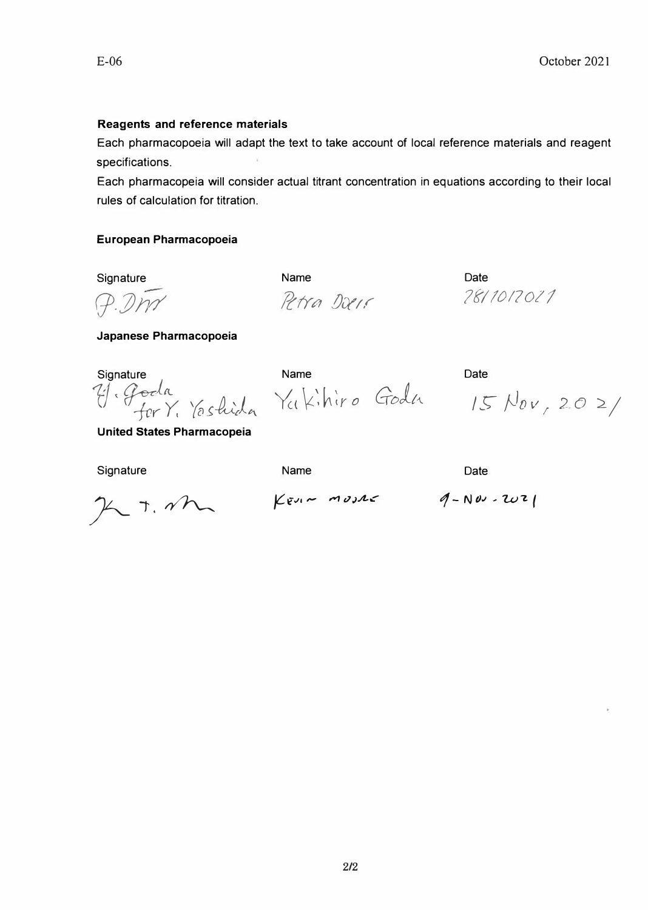**Reagents and reference materials**

Each pharmacopoeia will adapt the text to take account of local reference materials and reagent specifications.

Each pharmacopeia will consider actual titrant concentration in equations according to their local rules of calculation for titration.

**European Pharmacopoeia**

| Signature | Name | Date |
| --- | --- | --- |
| P. Dörr | Petra Dörr | 28/10/2021 |

**Japanese Pharmacopoeia**

| Signature | Name | Date |
| --- | --- | --- |
| Y. Goda for Y. Yoshida | Yukihiro Goda | 15 Nov, 2021 |

**United States Pharmacopeia**

| Signature | Name | Date |
| --- | --- | --- |
| K. T. M | KEVIN MOORE | 9-NOV-2021 |